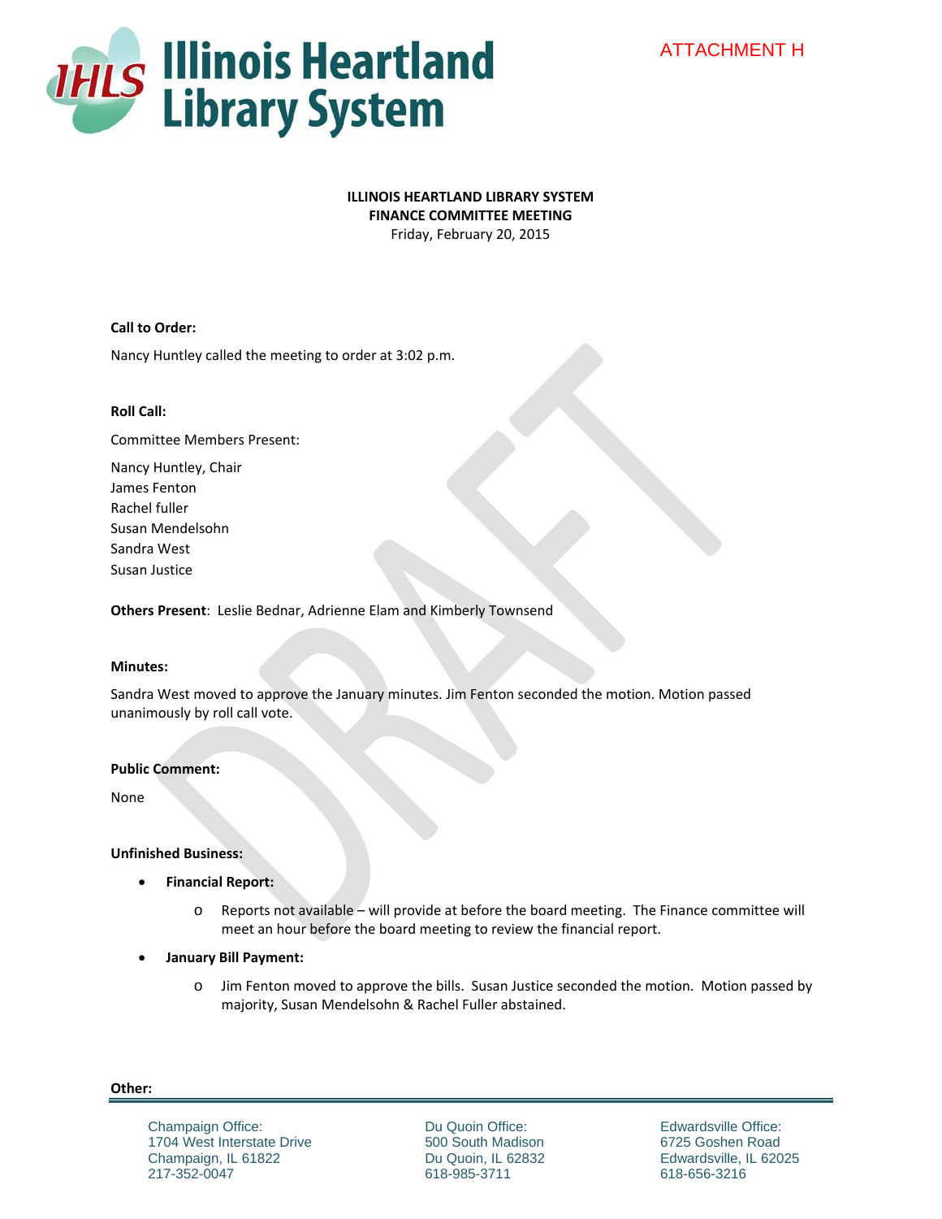ATTACHMENT H

**ILLINOIS HEARTLAND LIBRARY SYSTEM**
**FINANCE COMMITTEE MEETING**
Friday, February 20, 2015

**Call to Order:**

Nancy Huntley called the meeting to order at 3:02 p.m.

**Roll Call:**

Committee Members Present:

Nancy Huntley, Chair
James Fenton
Rachel fuller
Susan Mendelsohn
Sandra West
Susan Justice

**Others Present**: Leslie Bednar, Adrienne Elam and Kimberly Townsend

**Minutes:**

Sandra West moved to approve the January minutes. Jim Fenton seconded the motion. Motion passed unanimously by roll call vote.

**Public Comment:**

None

**Unfinished Business:**

- **Financial Report:**
  - Reports not available – will provide at before the board meeting. The Finance committee will meet an hour before the board meeting to review the financial report.
- **January Bill Payment:**
  - Jim Fenton moved to approve the bills. Susan Justice seconded the motion. Motion passed by majority, Susan Mendelsohn & Rachel Fuller abstained.

**Other:**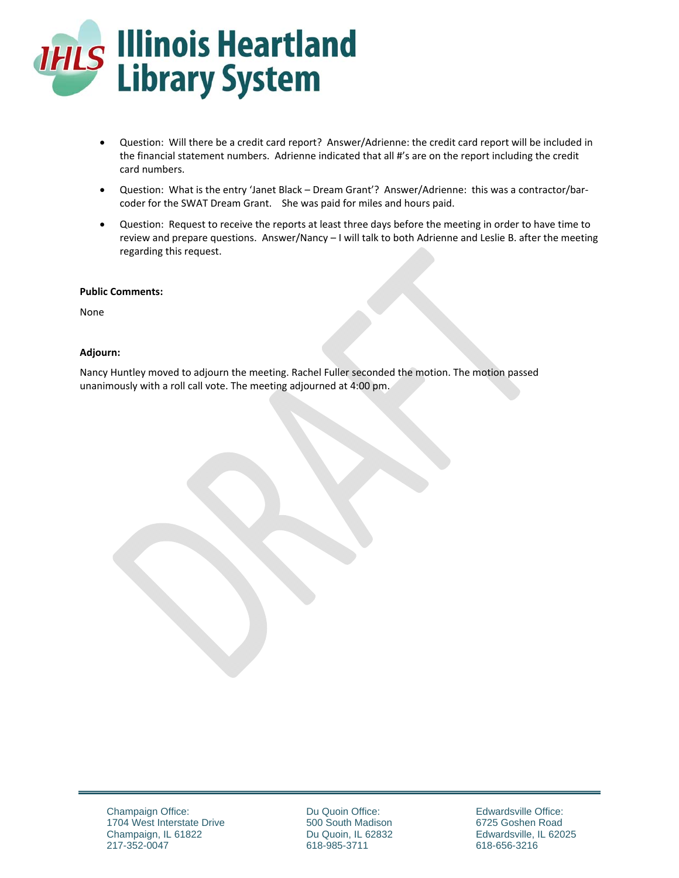- Question: Will there be a credit card report? Answer/Adrienne: the credit card report will be included in the financial statement numbers. Adrienne indicated that all #'s are on the report including the credit card numbers.
- Question: What is the entry 'Janet Black – Dream Grant'? Answer/Adrienne: this was a contractor/bar-coder for the SWAT Dream Grant. She was paid for miles and hours paid.
- Question: Request to receive the reports at least three days before the meeting in order to have time to review and prepare questions. Answer/Nancy – I will talk to both Adrienne and Leslie B. after the meeting regarding this request.

**Public Comments:**

None

**Adjourn:**

Nancy Huntley moved to adjourn the meeting. Rachel Fuller seconded the motion. The motion passed unanimously with a roll call vote. The meeting adjourned at 4:00 pm.